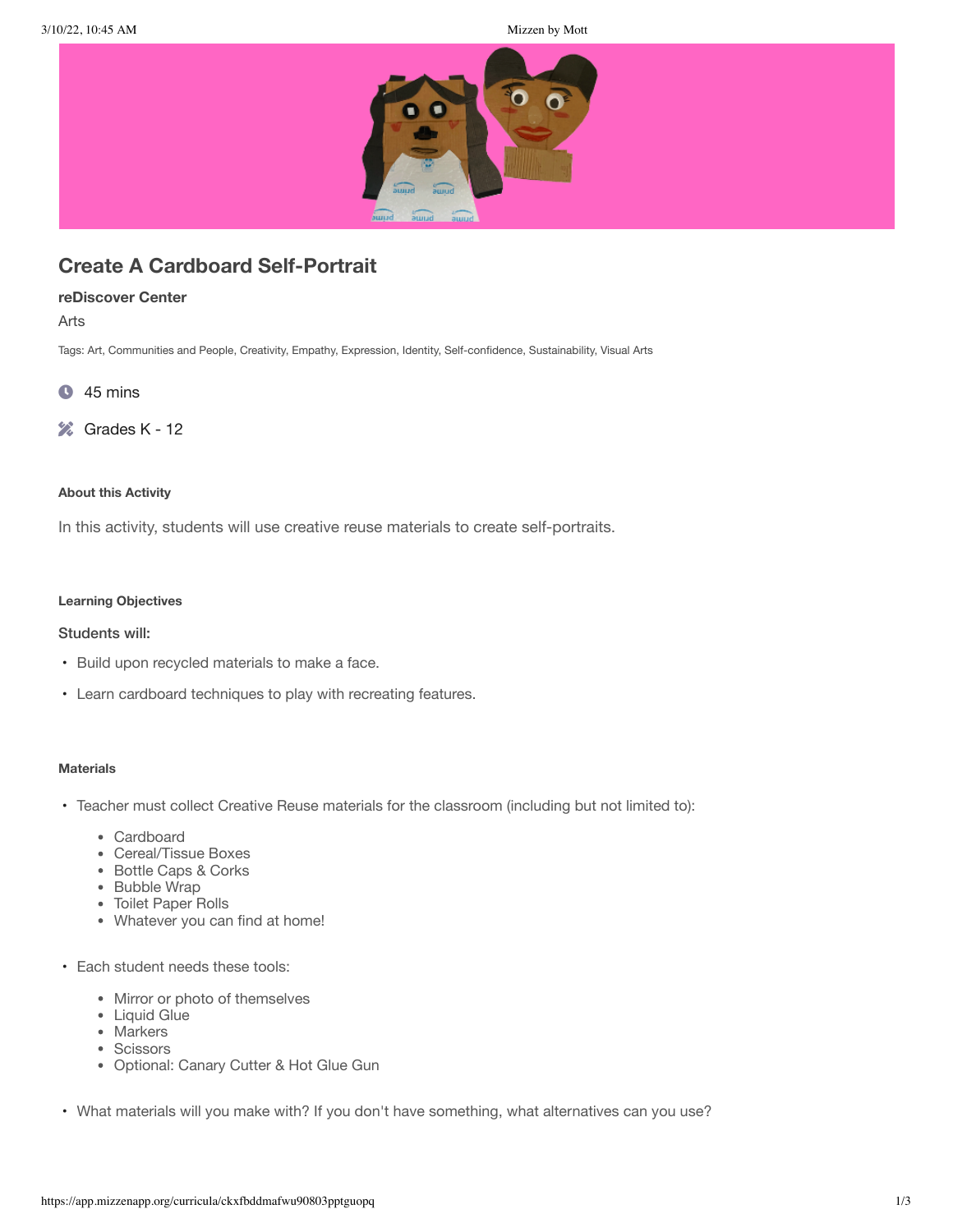# Create A Cardboard Self-Portrait

### reDiscover Center

Arts

Tags: Art, Communities and People, Creativity, Empathy, Expression, Identity, Self-confidence, Sustainability, Visual Arts

45 mins

Grades K - 12

#### About this Activity

In this activity, students will use creative reuse materials to create self-portraits.

#### Learning Objectives

Students will:

- Build upon recycled materials to make a face.
- Learn cardboard techniques to play with recreating features.

#### Materials

- Teacher must collect Creative Reuse materials for the classroom (including but not limited to):
  - Cardboard
  - Cereal/Tissue Boxes
  - Bottle Caps & Corks
  - Bubble Wrap
  - Toilet Paper Rolls
  - Whatever you can find at home!
- Each student needs these tools:
  - Mirror or photo of themselves
  - Liquid Glue
  - Markers
  - Scissors
  - Optional: Canary Cutter & Hot Glue Gun
- What materials will you make with? If you don't have something, what alternatives can you use?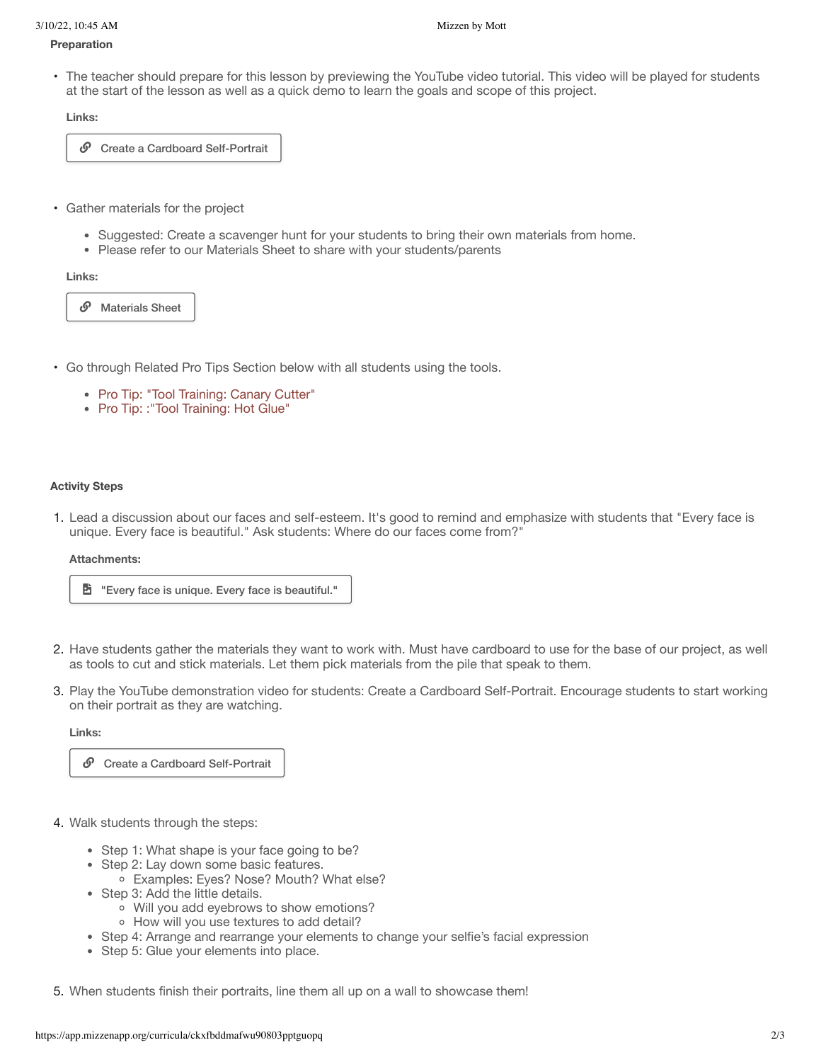**Preparation**

- The teacher should prepare for this lesson by previewing the YouTube video tutorial. This video will be played for students at the start of the lesson as well as a quick demo to learn the goals and scope of this project.

  **Links:**

  Create a Cardboard Self-Portrait

- Gather materials for the project
  - Suggested: Create a scavenger hunt for your students to bring their own materials from home.
  - Please refer to our Materials Sheet to share with your students/parents

  **Links:**

  Materials Sheet

- Go through Related Pro Tips Section below with all students using the tools.
  - Pro Tip: "Tool Training: Canary Cutter"
  - Pro Tip: :"Tool Training: Hot Glue"

**Activity Steps**

1. Lead a discussion about our faces and self-esteem. It's good to remind and emphasize with students that "Every face is unique. Every face is beautiful." Ask students: Where do our faces come from?"

   **Attachments:**

   "Every face is unique. Every face is beautiful."

2. Have students gather the materials they want to work with. Must have cardboard to use for the base of our project, as well as tools to cut and stick materials. Let them pick materials from the pile that speak to them.
3. Play the YouTube demonstration video for students: Create a Cardboard Self-Portrait. Encourage students to start working on their portrait as they are watching.

   **Links:**

   Create a Cardboard Self-Portrait

4. Walk students through the steps:
   - Step 1: What shape is your face going to be?
   - Step 2: Lay down some basic features.
     - Examples: Eyes? Nose? Mouth? What else?
   - Step 3: Add the little details.
     - Will you add eyebrows to show emotions?
     - How will you use textures to add detail?
   - Step 4: Arrange and rearrange your elements to change your selfie's facial expression
   - Step 5: Glue your elements into place.
5. When students finish their portraits, line them all up on a wall to showcase them!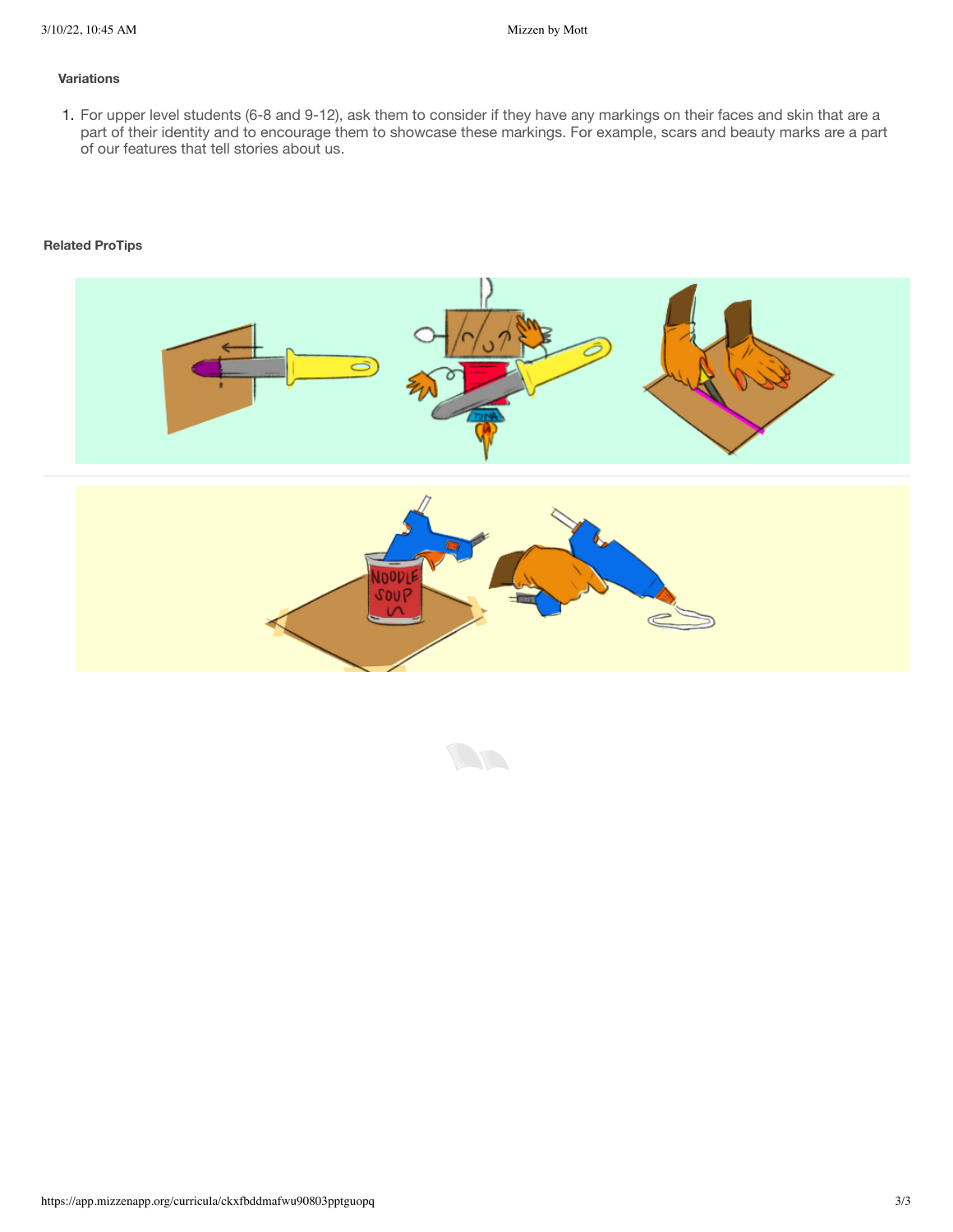### Variations

1. For upper level students (6-8 and 9-12), ask them to consider if they have any markings on their faces and skin that are a part of their identity and to encourage them to showcase these markings. For example, scars and beauty marks are a part of our features that tell stories about us.

### Related ProTips